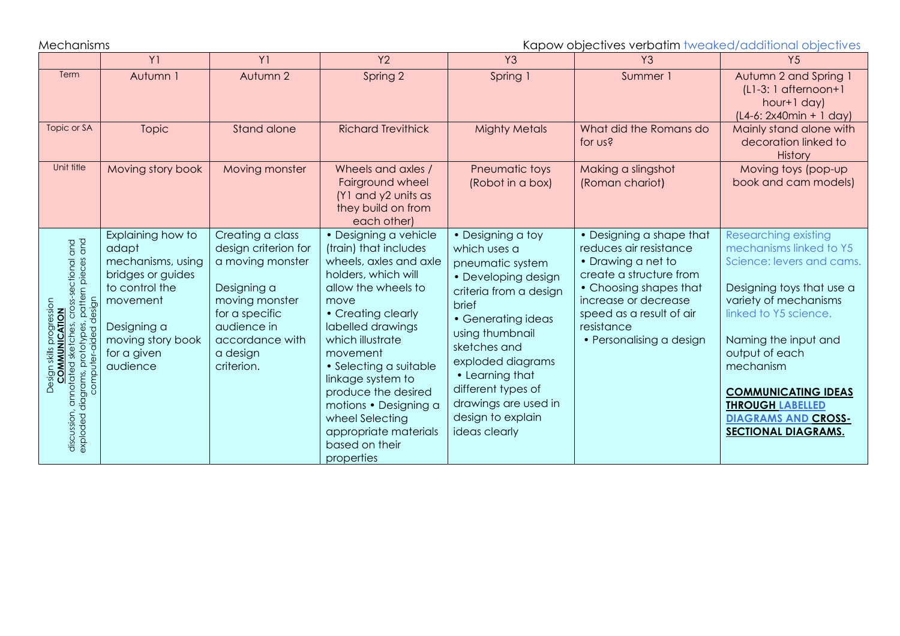Mechanisms

Kapow objectives verbatim tweaked/additional objectives

| | Y1 | Y1 | Y2 | Y3 | Y3 | Y5 |
|---|---|---|---|---|---|---|
| Term | Autumn 1 | Autumn 2 | Spring 2 | Spring 1 | Summer 1 | Autumn 2 and Spring 1 (L1-3: 1 afternoon+1 hour+1 day) (L4-6: 2x40min + 1 day) |
| Topic or SA | Topic | Stand alone | Richard Trevithick | Mighty Metals | What did the Romans do for us? | Mainly stand alone with decoration linked to History |
| Unit title | Moving story book | Moving monster | Wheels and axles / Fairground wheel (Y1 and y2 units as they build on from each other) | Pneumatic toys (Robot in a box) | Making a slingshot (Roman chariot) | Moving toys (pop-up book and cam models) |
| Design skills progression **COMMUNICATION** discussion, annotated sketches, cross-sectional and exploded diagrams, prototypes, pattern pieces and computer-aided design | Explaining how to adapt mechanisms, using bridges or guides to control the movement<br><br>Designing a moving story book for a given audience | Creating a class design criterion for a moving monster<br><br>Designing a moving monster for a specific audience in accordance with a design criterion. | • Designing a vehicle (train) that includes wheels, axles and axle holders, which will allow the wheels to move<br>• Creating clearly labelled drawings which illustrate movement<br>• Selecting a suitable linkage system to produce the desired motions • Designing a wheel Selecting appropriate materials based on their properties | • Designing a toy which uses a pneumatic system<br>• Developing design criteria from a design brief<br>• Generating ideas using thumbnail sketches and exploded diagrams<br>• Learning that different types of drawings are used in design to explain ideas clearly | • Designing a shape that reduces air resistance<br>• Drawing a net to create a structure from<br>• Choosing shapes that increase or decrease speed as a result of air resistance<br>• Personalising a design | Researching existing mechanisms linked to Y5 Science: levers and cams.<br><br>Designing toys that use a variety of mechanisms linked to Y5 science.<br><br>Naming the input and output of each mechanism<br><br>**COMMUNICATING IDEAS THROUGH LABELLED DIAGRAMS AND CROSS-SECTIONAL DIAGRAMS.** |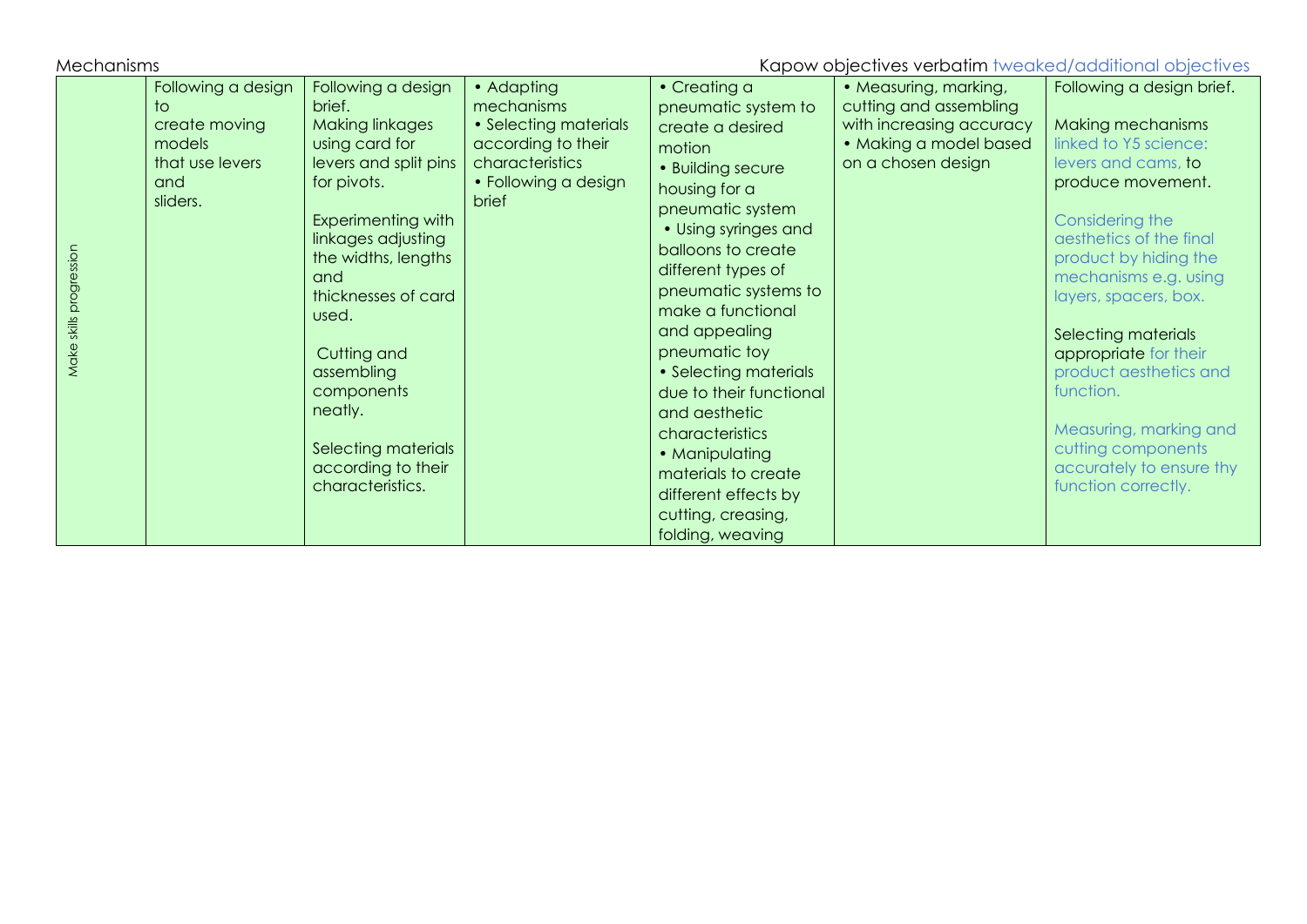Mechanisms

Kapow objectives verbatim tweaked/additional objectives

| | | | | | | |
|---|---|---|---|---|---|---|
| Make skills progression | Following a design to create moving models that use levers and sliders. | Following a design brief. Making linkages using card for levers and split pins for pivots. Experimenting with linkages adjusting the widths, lengths and thicknesses of card used. Cutting and assembling components neatly. Selecting materials according to their characteristics. | • Adapting mechanisms • Selecting materials according to their characteristics • Following a design brief | • Creating a pneumatic system to create a desired motion • Building secure housing for a pneumatic system • Using syringes and balloons to create different types of pneumatic systems to make a functional and appealing pneumatic toy • Selecting materials due to their functional and aesthetic characteristics • Manipulating materials to create different effects by cutting, creasing, folding, weaving | • Measuring, marking, cutting and assembling with increasing accuracy • Making a model based on a chosen design | Following a design brief. Making mechanisms linked to Y5 science: levers and cams, to produce movement. Considering the aesthetics of the final product by hiding the mechanisms e.g. using layers, spacers, box. Selecting materials appropriate for their product aesthetics and function. Measuring, marking and cutting components accurately to ensure thy function correctly. |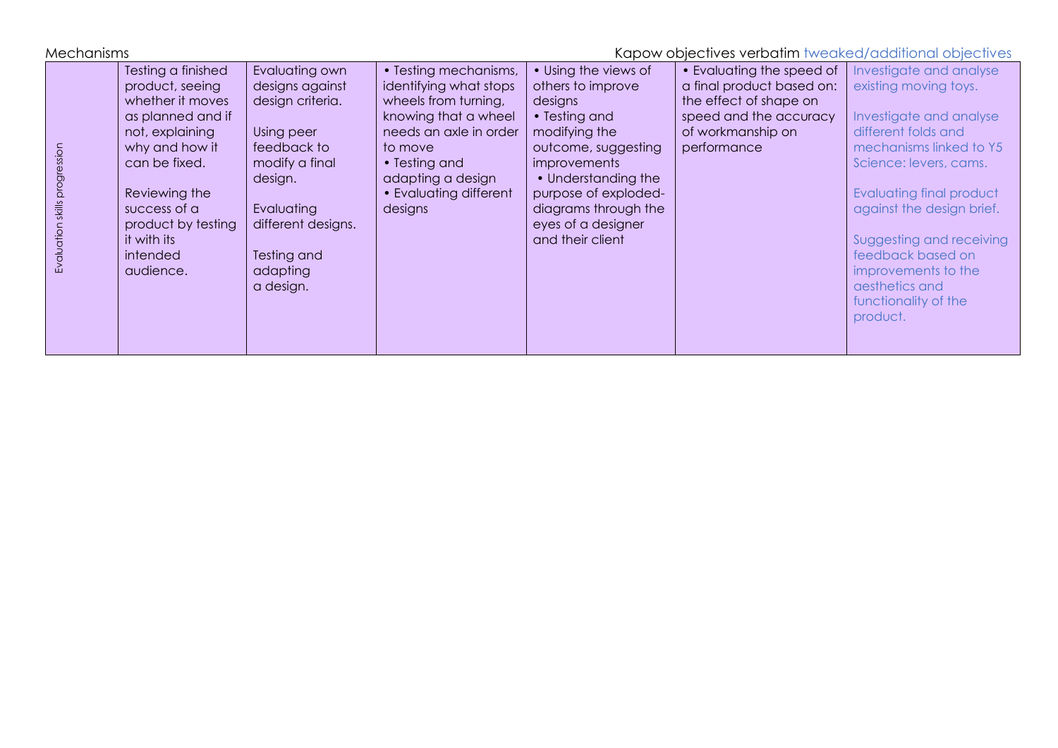Mechanisms

Kapow objectives verbatim tweaked/additional objectives

| | | | | | | |
|---|---|---|---|---|---|---|
| Evaluation skills progression | Testing a finished product, seeing whether it moves as planned and if not, explaining why and how it can be fixed.<br><br>Reviewing the success of a product by testing it with its intended audience. | Evaluating own designs against design criteria.<br><br>Using peer feedback to modify a final design.<br><br>Evaluating different designs.<br><br>Testing and adapting a design. | • Testing mechanisms, identifying what stops wheels from turning, knowing that a wheel needs an axle in order to move<br>• Testing and adapting a design<br>• Evaluating different designs | • Using the views of others to improve designs<br>• Testing and modifying the outcome, suggesting improvements<br>• Understanding the purpose of exploded-diagrams through the eyes of a designer and their client | • Evaluating the speed of a final product based on: the effect of shape on speed and the accuracy of workmanship on performance | Investigate and analyse existing moving toys.<br><br>Investigate and analyse different folds and mechanisms linked to Y5 Science: levers, cams.<br><br>Evaluating final product against the design brief.<br><br>Suggesting and receiving feedback based on improvements to the aesthetics and functionality of the product. |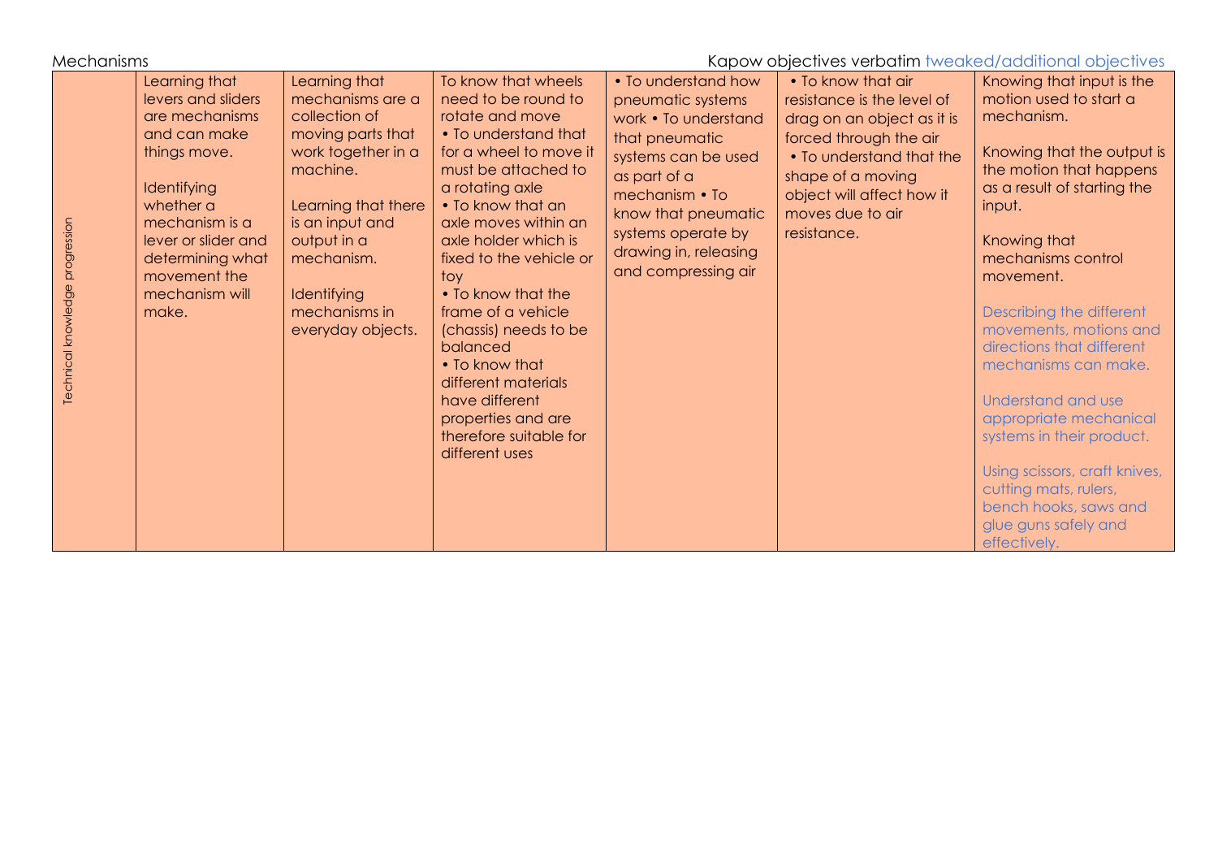Mechanisms

Kapow objectives verbatim tweaked/additional objectives

| | | | | | | |
|---|---|---|---|---|---|---|
| Technical knowledge progression | Learning that levers and sliders are mechanisms and can make things move.<br><br>Identifying whether a mechanism is a lever or slider and determining what movement the mechanism will make. | Learning that mechanisms are a collection of moving parts that work together in a machine.<br><br>Learning that there is an input and output in a mechanism.<br><br>Identifying mechanisms in everyday objects. | To know that wheels need to be round to rotate and move<br>• To understand that for a wheel to move it must be attached to a rotating axle<br>• To know that an axle moves within an axle holder which is fixed to the vehicle or toy<br>• To know that the frame of a vehicle (chassis) needs to be balanced<br>• To know that different materials have different properties and are therefore suitable for different uses | • To understand how pneumatic systems work • To understand that pneumatic systems can be used as part of a mechanism • To know that pneumatic systems operate by drawing in, releasing and compressing air | • To know that air resistance is the level of drag on an object as it is forced through the air<br>• To understand that the shape of a moving object will affect how it moves due to air resistance. | Knowing that input is the motion used to start a mechanism.<br><br>Knowing that the output is the motion that happens as a result of starting the input.<br><br>Knowing that mechanisms control movement.<br><br>Describing the different movements, motions and directions that different mechanisms can make.<br><br>Understand and use appropriate mechanical systems in their product.<br><br>Using scissors, craft knives, cutting mats, rulers, bench hooks, saws and glue guns safely and effectively. |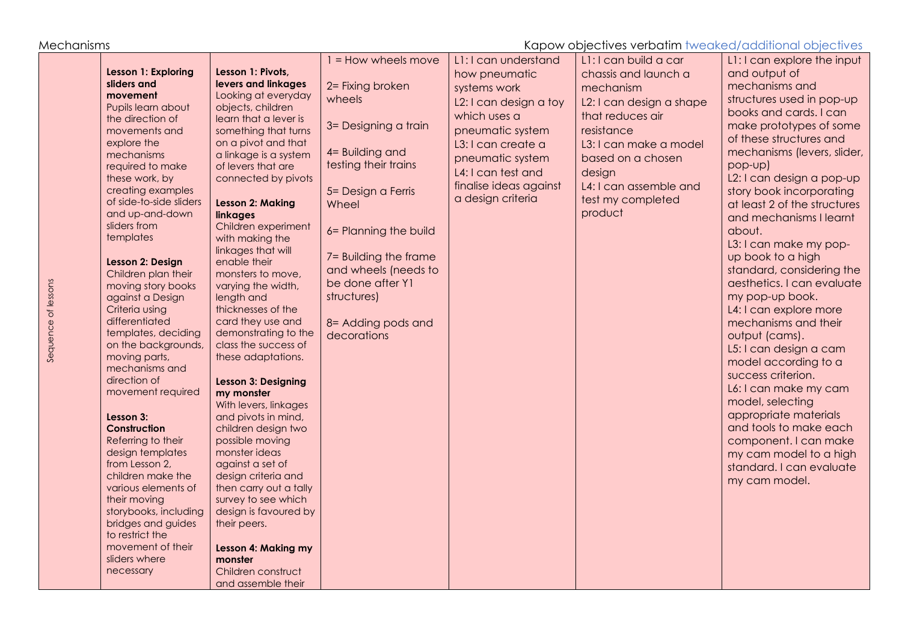Mechanisms

Kapow objectives verbatim tweaked/additional objectives

| | | | | | | |
|---|---|---|---|---|---|---|
| Sequence of lessons | **Lesson 1: Exploring sliders and movement**<br>Pupils learn about the direction of movements and explore the mechanisms required to make these work, by creating examples of side-to-side sliders and up-and-down sliders from templates<br><br>**Lesson 2: Design**<br>Children plan their moving story books against a Design Criteria using differentiated templates, deciding on the backgrounds, moving parts, mechanisms and direction of movement required<br><br>**Lesson 3: Construction**<br>Referring to their design templates from Lesson 2, children make the various elements of their moving storybooks, including bridges and guides to restrict the movement of their sliders where necessary | **Lesson 1: Pivots, levers and linkages**<br>Looking at everyday objects, children learn that a lever is something that turns on a pivot and that a linkage is a system of levers that are connected by pivots<br><br>**Lesson 2: Making linkages**<br>Children experiment with making the linkages that will enable their monsters to move, varying the width, length and thicknesses of the card they use and demonstrating to the class the success of these adaptations.<br><br>**Lesson 3: Designing my monster**<br>With levers, linkages and pivots in mind, children design two possible moving monster ideas against a set of design criteria and then carry out a tally survey to see which design is favoured by their peers.<br><br>**Lesson 4: Making my monster**<br>Children construct and assemble their | 1 = How wheels move<br><br>2= Fixing broken wheels<br><br>3= Designing a train<br><br>4= Building and testing their trains<br><br>5= Design a Ferris Wheel<br><br>6= Planning the build<br><br>7= Building the frame and wheels (needs to be done after Y1 structures)<br><br>8= Adding pods and decorations | L1: I can understand how pneumatic systems work<br>L2: I can design a toy which uses a pneumatic system<br>L3: I can create a pneumatic system<br>L4: I can test and finalise ideas against a design criteria | L1: I can build a car chassis and launch a mechanism<br>L2: I can design a shape that reduces air resistance<br>L3: I can make a model based on a chosen design<br>L4: I can assemble and test my completed product | L1: I can explore the input and output of mechanisms and structures used in pop-up books and cards. I can make prototypes of some of these structures and mechanisms (levers, slider, pop-up)<br>L2: I can design a pop-up story book incorporating at least 2 of the structures and mechanisms I learnt about.<br>L3: I can make my pop-up book to a high standard, considering the aesthetics. I can evaluate my pop-up book.<br>L4: I can explore more mechanisms and their output (cams).<br>L5: I can design a cam model according to a success criterion.<br>L6: I can make my cam model, selecting appropriate materials and tools to make each component. I can make my cam model to a high standard. I can evaluate my cam model. |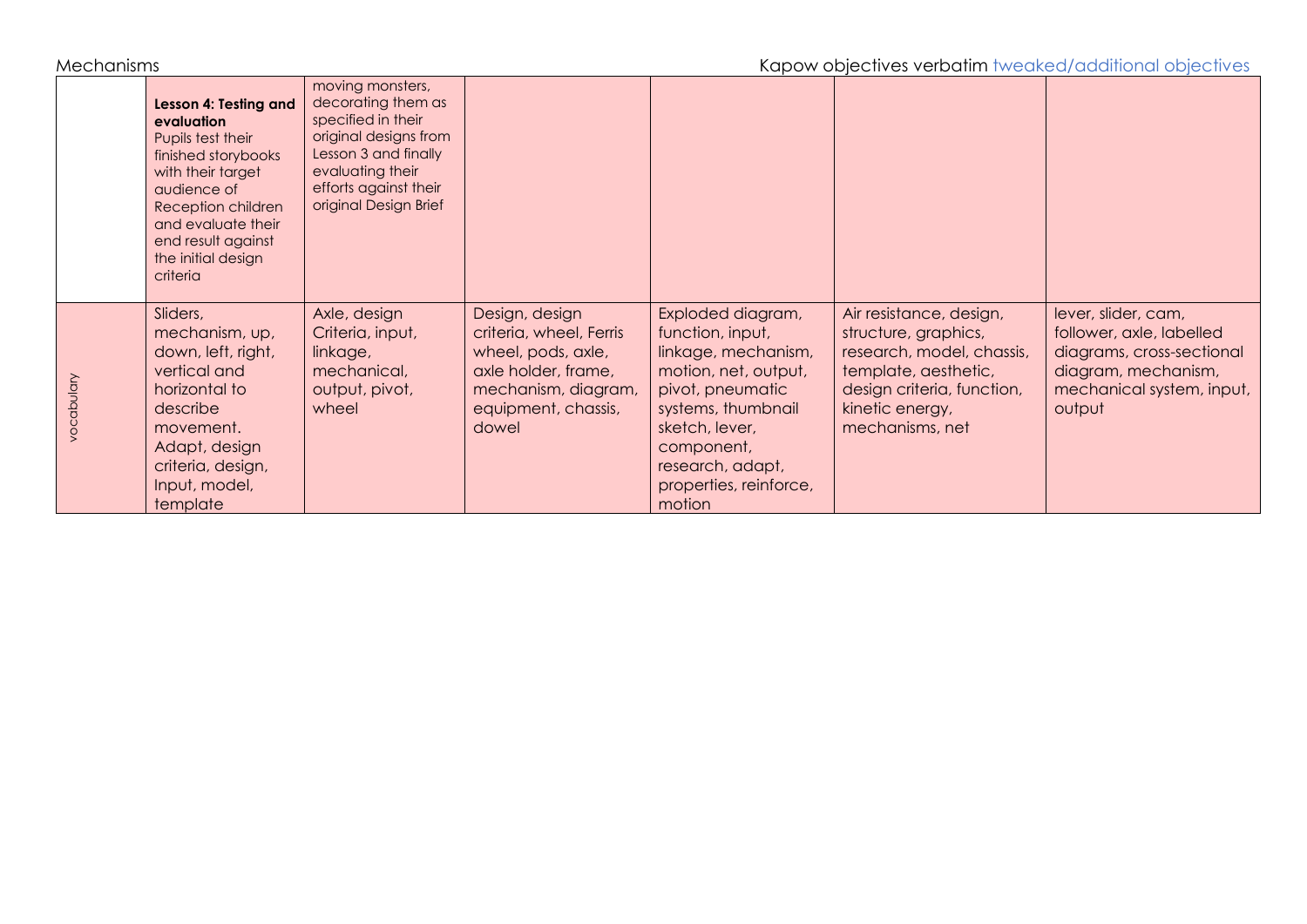Mechanisms

Kapow objectives verbatim tweaked/additional objectives

| | | | | | | |
|---|---|---|---|---|---|---|
| | **Lesson 4: Testing and evaluation** Pupils test their finished storybooks with their target audience of Reception children and evaluate their end result against the initial design criteria | moving monsters, decorating them as specified in their original designs from Lesson 3 and finally evaluating their efforts against their original Design Brief | | | | |
| vocabulary | Sliders, mechanism, up, down, left, right, vertical and horizontal to describe movement. Adapt, design criteria, design, Input, model, template | Axle, design Criteria, input, linkage, mechanical, output, pivot, wheel | Design, design criteria, wheel, Ferris wheel, pods, axle, axle holder, frame, mechanism, diagram, equipment, chassis, dowel | Exploded diagram, function, input, linkage, mechanism, motion, net, output, pivot, pneumatic systems, thumbnail sketch, lever, component, research, adapt, properties, reinforce, motion | Air resistance, design, structure, graphics, research, model, chassis, template, aesthetic, design criteria, function, kinetic energy, mechanisms, net | lever, slider, cam, follower, axle, labelled diagrams, cross-sectional diagram, mechanism, mechanical system, input, output |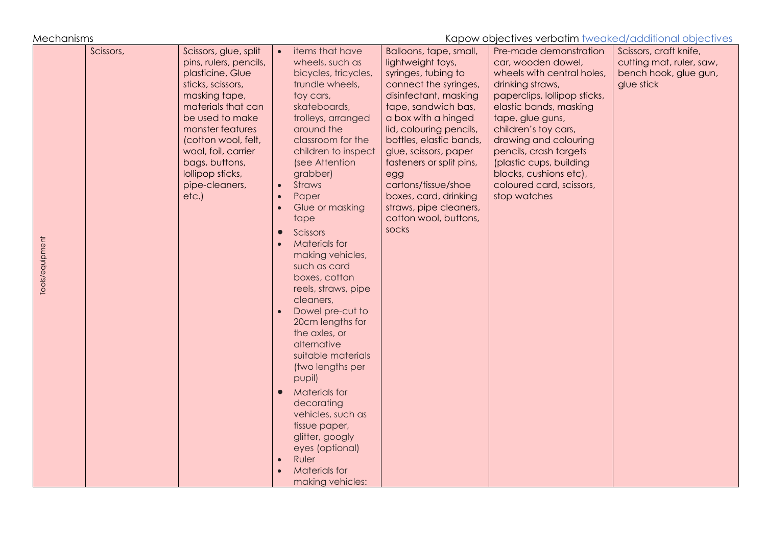Mechanisms

Kapow objectives verbatim tweaked/additional objectives

| | | | | | | |
|---|---|---|---|---|---|---|
| Tools/equipment | Scissors, | Scissors, glue, split pins, rulers, pencils, plasticine, Glue sticks, scissors, masking tape, materials that can be used to make monster features (cotton wool, felt, wool, foil, carrier bags, buttons, lollipop sticks, pipe-cleaners, etc.) | • items that have wheels, such as bicycles, tricycles, trundle wheels, toy cars, skateboards, trolleys, arranged around the classroom for the children to inspect (see Attention grabber)<br>• Straws<br>• Paper<br>• Glue or masking tape<br>• Scissors<br>• Materials for making vehicles, such as card boxes, cotton reels, straws, pipe cleaners,<br>• Dowel pre-cut to 20cm lengths for the axles, or alternative suitable materials (two lengths per pupil)<br>• Materials for decorating vehicles, such as tissue paper, glitter, googly eyes (optional)<br>• Ruler<br>• Materials for making vehicles: | Balloons, tape, small, lightweight toys, syringes, tubing to connect the syringes, disinfectant, masking tape, sandwich bas, a box with a hinged lid, colouring pencils, bottles, elastic bands, glue, scissors, paper fasteners or split pins, egg cartons/tissue/shoe boxes, card, drinking straws, pipe cleaners, cotton wool, buttons, socks | Pre-made demonstration car, wooden dowel, wheels with central holes, drinking straws, paperclips, lollipop sticks, elastic bands, masking tape, glue guns, children's toy cars, drawing and colouring pencils, crash targets (plastic cups, building blocks, cushions etc), coloured card, scissors, stop watches | Scissors, craft knife, cutting mat, ruler, saw, bench hook, glue gun, glue stick |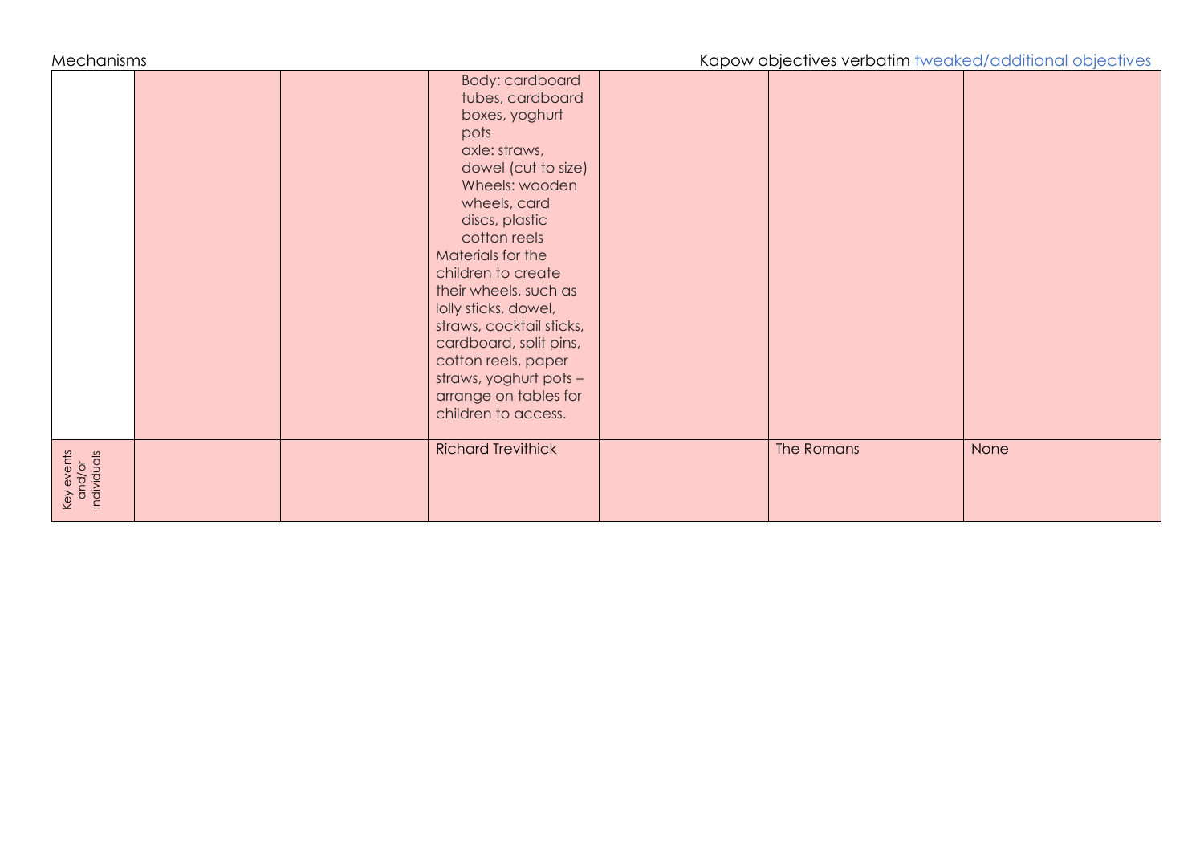Mechanisms

Kapow objectives verbatim tweaked/additional objectives

| | | | | | | |
|---|---|---|---|---|---|---|
| | | | Body: cardboard tubes, cardboard boxes, yoghurt pots<br>axle: straws, dowel (cut to size)<br>Wheels: wooden wheels, card discs, plastic cotton reels<br>Materials for the children to create their wheels, such as lolly sticks, dowel, straws, cocktail sticks, cardboard, split pins, cotton reels, paper straws, yoghurt pots – arrange on tables for children to access. | | | |
| Key events and/or individuals | | | Richard Trevithick | | The Romans | None |